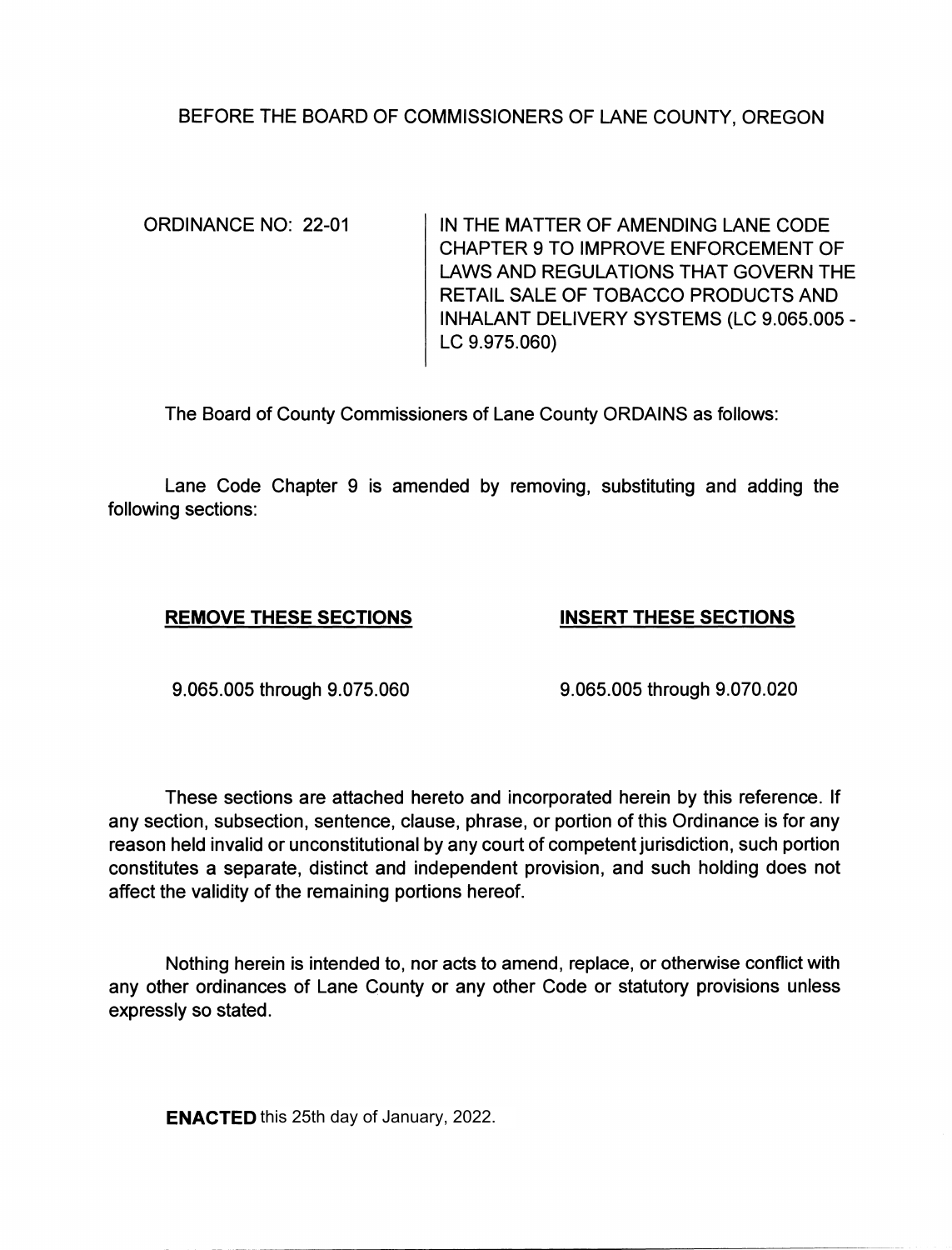BEFORE THE BOARD OF COMMISSIONERS OF LANE COUNTY, OREGON

| ORDINANCE NO: 22-01 | IN THE MATTER OF AMENDING LANE CODE CHAPTER 9 TO IMPROVE ENFORCEMENT OF LAWS AND REGULATIONS THAT GOVERN THE RETAIL SALE OF TOBACCO PRODUCTS AND INHALANT DELIVERY SYSTEMS (LC 9.065.005 - LC 9.975.060) |
|---|---|

The Board of County Commissioners of Lane County ORDAINS as follows:

Lane Code Chapter 9 is amended by removing, substituting and adding the following sections:

| **REMOVE THESE SECTIONS** | **INSERT THESE SECTIONS** |
|---|---|
| 9.065.005 through 9.075.060 | 9.065.005 through 9.070.020 |

These sections are attached hereto and incorporated herein by this reference. If any section, subsection, sentence, clause, phrase, or portion of this Ordinance is for any reason held invalid or unconstitutional by any court of competent jurisdiction, such portion constitutes a separate, distinct and independent provision, and such holding does not affect the validity of the remaining portions hereof.

Nothing herein is intended to, nor acts to amend, replace, or otherwise conflict with any other ordinances of Lane County or any other Code or statutory provisions unless expressly so stated.

**ENACTED** this 25th day of January, 2022.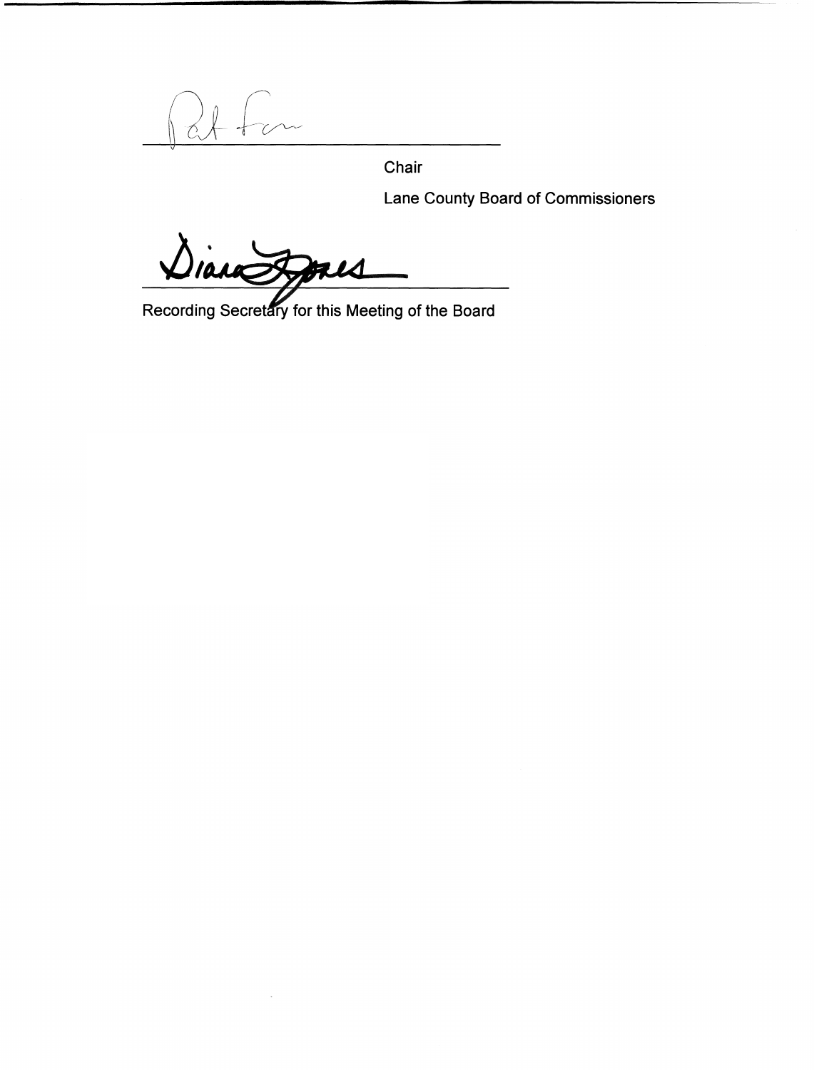Pat Farr

______________________________

Chair

Lane County Board of Commissioners

Diana Jones

______________________________

Recording Secretary for this Meeting of the Board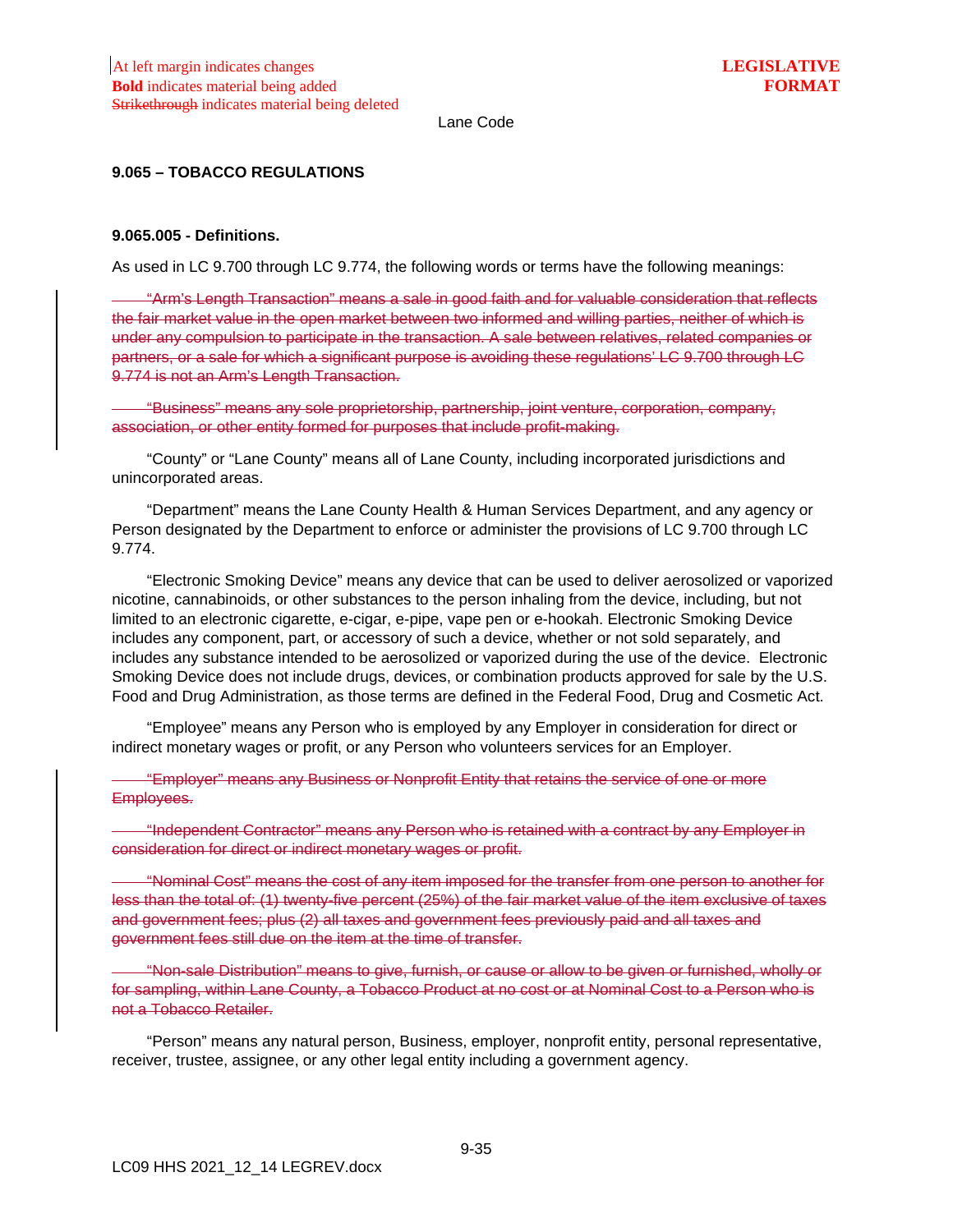At left margin indicates changes
**Bold** indicates material being added
~~Strikethrough~~ indicates material being deleted

**LEGISLATIVE FORMAT**

Lane Code

### 9.065 – TOBACCO REGULATIONS

#### 9.065.005 - Definitions.

As used in LC 9.700 through LC 9.774, the following words or terms have the following meanings:

~~"Arm's Length Transaction" means a sale in good faith and for valuable consideration that reflects the fair market value in the open market between two informed and willing parties, neither of which is under any compulsion to participate in the transaction. A sale between relatives, related companies or partners, or a sale for which a significant purpose is avoiding these regulations' LC 9.700 through LC 9.774 is not an Arm's Length Transaction.~~

~~"Business" means any sole proprietorship, partnership, joint venture, corporation, company, association, or other entity formed for purposes that include profit-making.~~

"County" or "Lane County" means all of Lane County, including incorporated jurisdictions and unincorporated areas.

"Department" means the Lane County Health & Human Services Department, and any agency or Person designated by the Department to enforce or administer the provisions of LC 9.700 through LC 9.774.

"Electronic Smoking Device" means any device that can be used to deliver aerosolized or vaporized nicotine, cannabinoids, or other substances to the person inhaling from the device, including, but not limited to an electronic cigarette, e-cigar, e-pipe, vape pen or e-hookah. Electronic Smoking Device includes any component, part, or accessory of such a device, whether or not sold separately, and includes any substance intended to be aerosolized or vaporized during the use of the device. Electronic Smoking Device does not include drugs, devices, or combination products approved for sale by the U.S. Food and Drug Administration, as those terms are defined in the Federal Food, Drug and Cosmetic Act.

"Employee" means any Person who is employed by any Employer in consideration for direct or indirect monetary wages or profit, or any Person who volunteers services for an Employer.

~~"Employer" means any Business or Nonprofit Entity that retains the service of one or more Employees.~~

~~"Independent Contractor" means any Person who is retained with a contract by any Employer in consideration for direct or indirect monetary wages or profit.~~

~~"Nominal Cost" means the cost of any item imposed for the transfer from one person to another for less than the total of: (1) twenty-five percent (25%) of the fair market value of the item exclusive of taxes and government fees; plus (2) all taxes and government fees previously paid and all taxes and government fees still due on the item at the time of transfer.~~

~~"Non-sale Distribution" means to give, furnish, or cause or allow to be given or furnished, wholly or for sampling, within Lane County, a Tobacco Product at no cost or at Nominal Cost to a Person who is not a Tobacco Retailer.~~

"Person" means any natural person, Business, employer, nonprofit entity, personal representative, receiver, trustee, assignee, or any other legal entity including a government agency.

LC09 HHS 2021_12_14 LEGREV.docx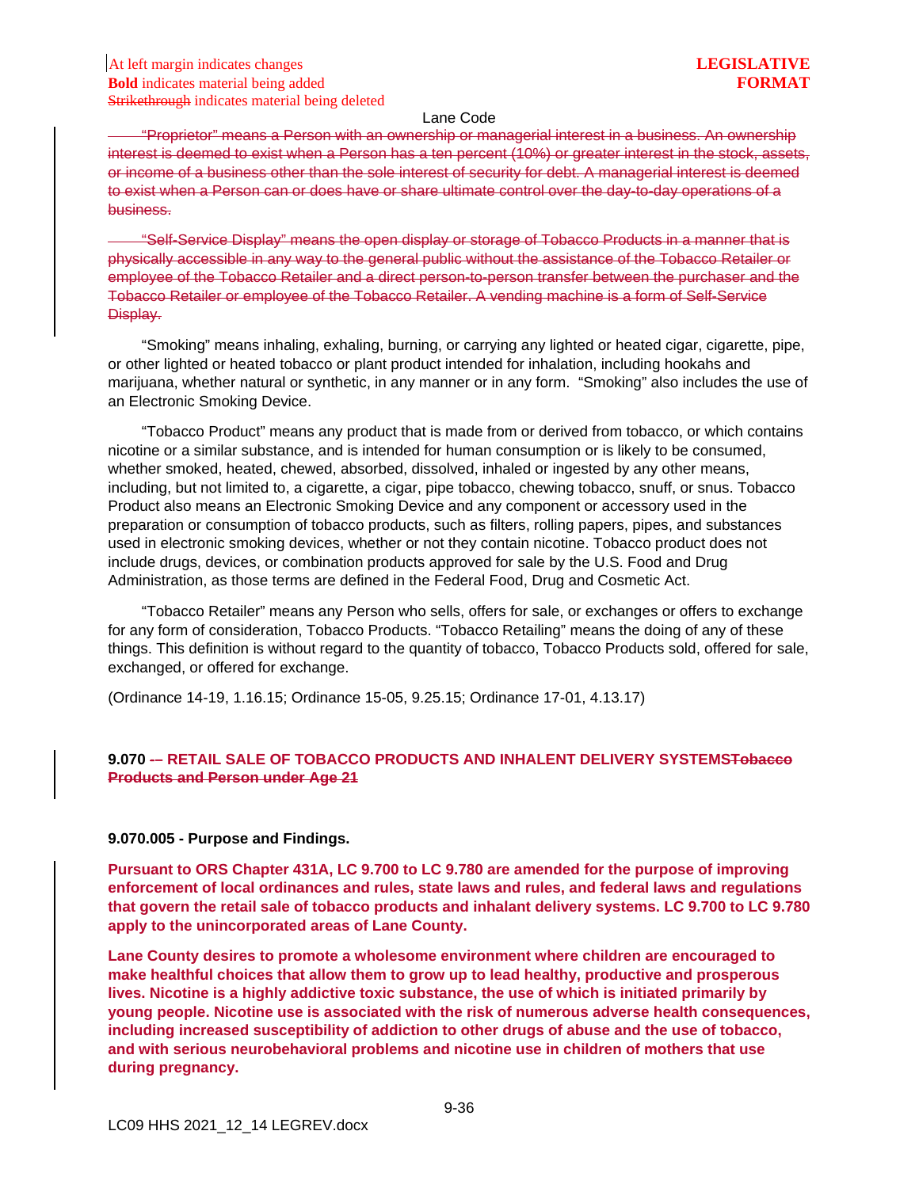~~"Proprietor" means a Person with an ownership or managerial interest in a business. An ownership interest is deemed to exist when a Person has a ten percent (10%) or greater interest in the stock, assets, or income of a business other than the sole interest of security for debt. A managerial interest is deemed to exist when a Person can or does have or share ultimate control over the day-to-day operations of a business.~~

~~"Self-Service Display" means the open display or storage of Tobacco Products in a manner that is physically accessible in any way to the general public without the assistance of the Tobacco Retailer or employee of the Tobacco Retailer and a direct person-to-person transfer between the purchaser and the Tobacco Retailer or employee of the Tobacco Retailer. A vending machine is a form of Self-Service Display.~~

"Smoking" means inhaling, exhaling, burning, or carrying any lighted or heated cigar, cigarette, pipe, or other lighted or heated tobacco or plant product intended for inhalation, including hookahs and marijuana, whether natural or synthetic, in any manner or in any form. "Smoking" also includes the use of an Electronic Smoking Device.

"Tobacco Product" means any product that is made from or derived from tobacco, or which contains nicotine or a similar substance, and is intended for human consumption or is likely to be consumed, whether smoked, heated, chewed, absorbed, dissolved, inhaled or ingested by any other means, including, but not limited to, a cigarette, a cigar, pipe tobacco, chewing tobacco, snuff, or snus. Tobacco Product also means an Electronic Smoking Device and any component or accessory used in the preparation or consumption of tobacco products, such as filters, rolling papers, pipes, and substances used in electronic smoking devices, whether or not they contain nicotine. Tobacco product does not include drugs, devices, or combination products approved for sale by the U.S. Food and Drug Administration, as those terms are defined in the Federal Food, Drug and Cosmetic Act.

"Tobacco Retailer" means any Person who sells, offers for sale, or exchanges or offers to exchange for any form of consideration, Tobacco Products. "Tobacco Retailing" means the doing of any of these things. This definition is without regard to the quantity of tobacco, Tobacco Products sold, offered for sale, exchanged, or offered for exchange.

(Ordinance 14-19, 1.16.15; Ordinance 15-05, 9.25.15; Ordinance 17-01, 4.13.17)

## 9.070 ~~-~~**– RETAIL SALE OF TOBACCO PRODUCTS AND INHALENT DELIVERY SYSTEMS**~~Tobacco Products and Person under Age 21~~

### 9.070.005 - Purpose and Findings.

**Pursuant to ORS Chapter 431A, LC 9.700 to LC 9.780 are amended for the purpose of improving enforcement of local ordinances and rules, state laws and rules, and federal laws and regulations that govern the retail sale of tobacco products and inhalant delivery systems. LC 9.700 to LC 9.780 apply to the unincorporated areas of Lane County.**

**Lane County desires to promote a wholesome environment where children are encouraged to make healthful choices that allow them to grow up to lead healthy, productive and prosperous lives. Nicotine is a highly addictive toxic substance, the use of which is initiated primarily by young people. Nicotine use is associated with the risk of numerous adverse health consequences, including increased susceptibility of addiction to other drugs of abuse and the use of tobacco, and with serious neurobehavioral problems and nicotine use in children of mothers that use during pregnancy.**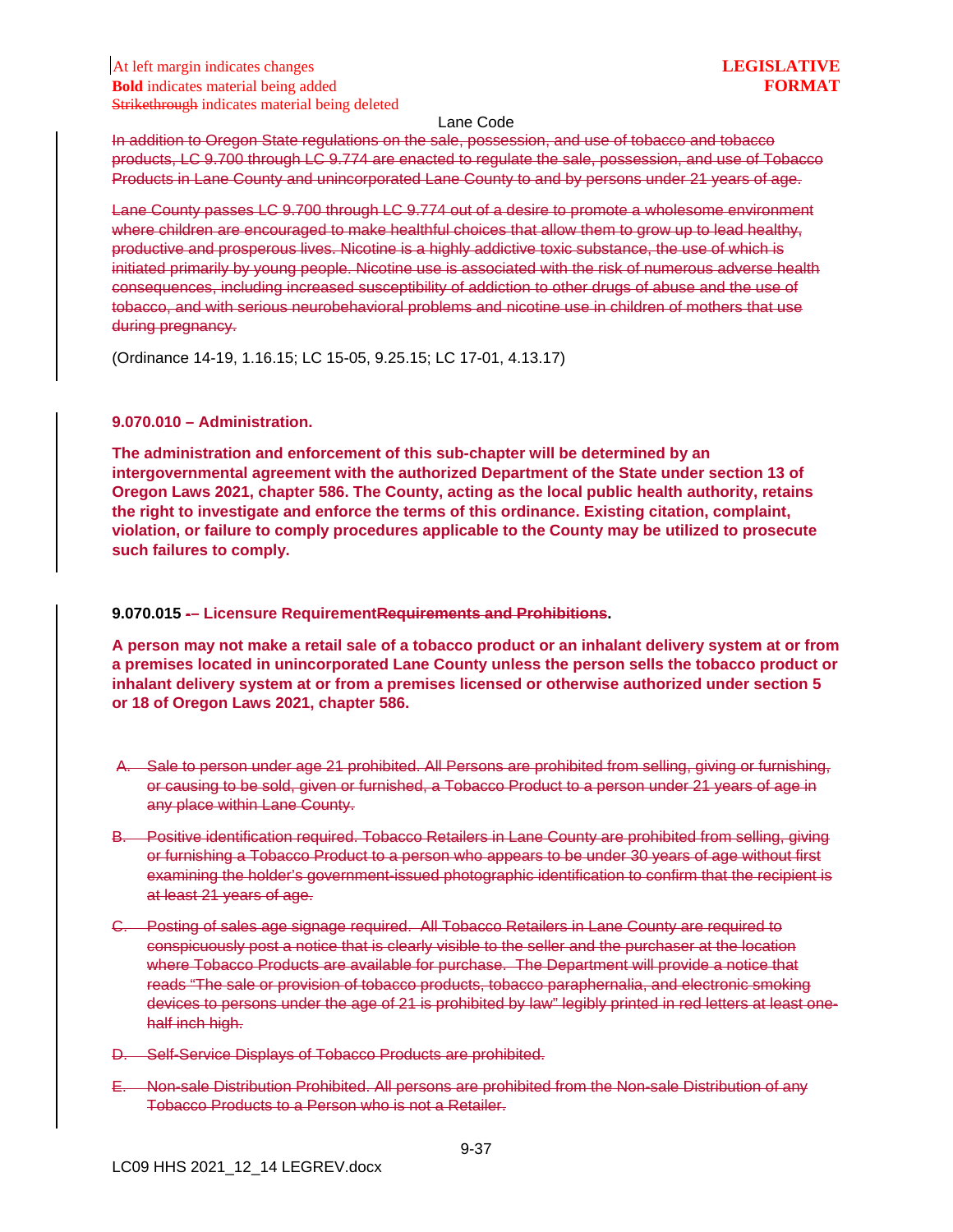At left margin indicates changes
**Bold** indicates material being added
~~Strikethrough~~ indicates material being deleted

**LEGISLATIVE FORMAT**

~~In addition to Oregon State regulations on the sale, possession, and use of tobacco and tobacco products, LC 9.700 through LC 9.774 are enacted to regulate the sale, possession, and use of Tobacco Products in Lane County and unincorporated Lane County to and by persons under 21 years of age.~~

~~Lane County passes LC 9.700 through LC 9.774 out of a desire to promote a wholesome environment where children are encouraged to make healthful choices that allow them to grow up to lead healthy, productive and prosperous lives. Nicotine is a highly addictive toxic substance, the use of which is initiated primarily by young people. Nicotine use is associated with the risk of numerous adverse health consequences, including increased susceptibility of addiction to other drugs of abuse and the use of tobacco, and with serious neurobehavioral problems and nicotine use in children of mothers that use during pregnancy.~~

(Ordinance 14-19, 1.16.15; LC 15-05, 9.25.15; LC 17-01, 4.13.17)

**9.070.010 – Administration.**

**The administration and enforcement of this sub-chapter will be determined by an intergovernmental agreement with the authorized Department of the State under section 13 of Oregon Laws 2021, chapter 586. The County, acting as the local public health authority, retains the right to investigate and enforce the terms of this ordinance. Existing citation, complaint, violation, or failure to comply procedures applicable to the County may be utilized to prosecute such failures to comply.**

**9.070.015 ~~-~~– Licensure Requirement~~Requirements and Prohibitions~~.**

**A person may not make a retail sale of a tobacco product or an inhalant delivery system at or from a premises located in unincorporated Lane County unless the person sells the tobacco product or inhalant delivery system at or from a premises licensed or otherwise authorized under section 5 or 18 of Oregon Laws 2021, chapter 586.**

~~A. Sale to person under age 21 prohibited. All Persons are prohibited from selling, giving or furnishing, or causing to be sold, given or furnished, a Tobacco Product to a person under 21 years of age in any place within Lane County.~~

~~B. Positive identification required. Tobacco Retailers in Lane County are prohibited from selling, giving or furnishing a Tobacco Product to a person who appears to be under 30 years of age without first examining the holder's government-issued photographic identification to confirm that the recipient is at least 21 years of age.~~

~~C. Posting of sales age signage required. All Tobacco Retailers in Lane County are required to conspicuously post a notice that is clearly visible to the seller and the purchaser at the location where Tobacco Products are available for purchase. The Department will provide a notice that reads "The sale or provision of tobacco products, tobacco paraphernalia, and electronic smoking devices to persons under the age of 21 is prohibited by law" legibly printed in red letters at least one-half inch high.~~

~~D. Self-Service Displays of Tobacco Products are prohibited.~~

~~E. Non-sale Distribution Prohibited. All persons are prohibited from the Non-sale Distribution of any Tobacco Products to a Person who is not a Retailer.~~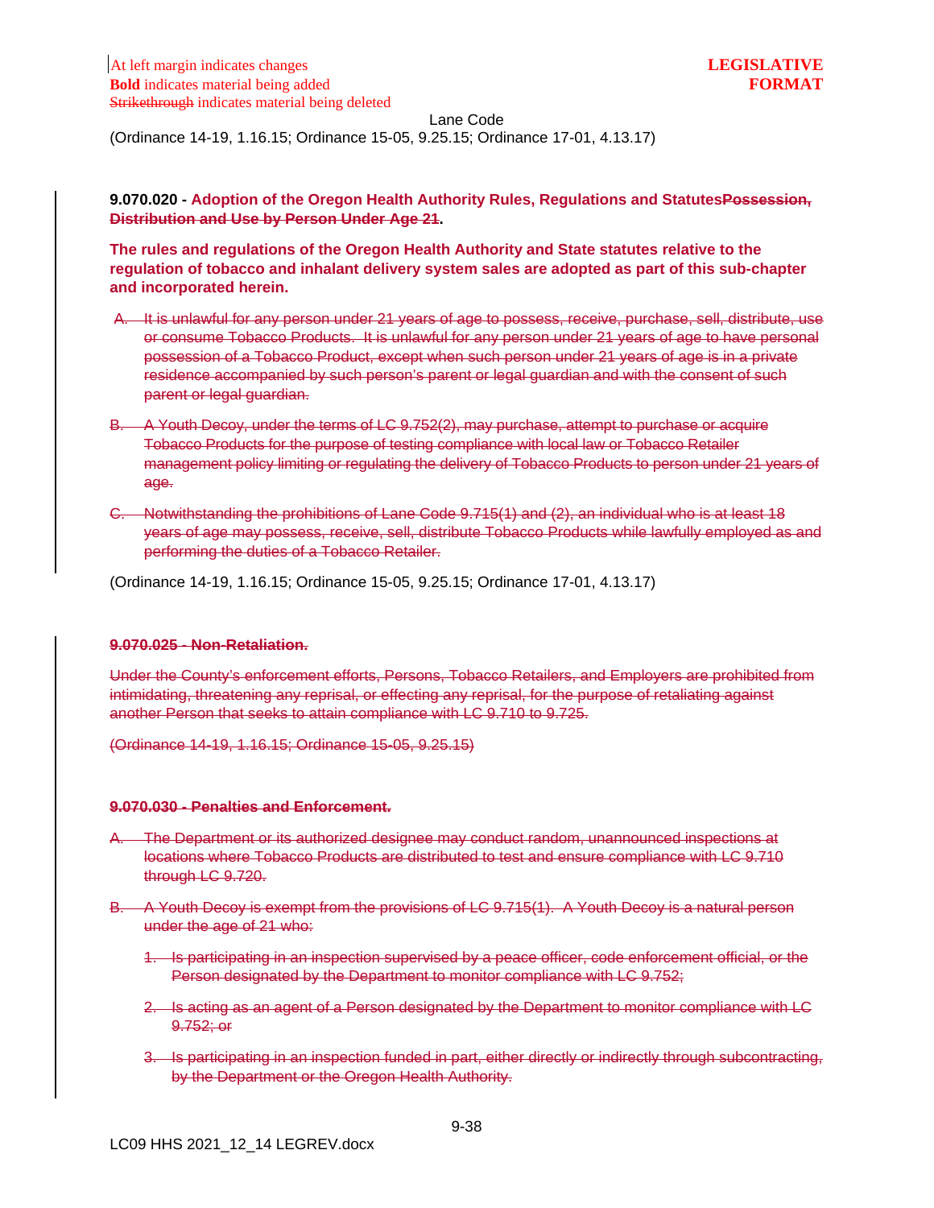At left margin indicates changes
**Bold** indicates material being added
~~Strikethrough~~ indicates material being deleted

**LEGISLATIVE FORMAT**

Lane Code

(Ordinance 14-19, 1.16.15; Ordinance 15-05, 9.25.15; Ordinance 17-01, 4.13.17)

**9.070.020 - Adoption of the Oregon Health Authority Rules, Regulations and Statutes~~Possession, Distribution and Use by Person Under Age 21~~.**

**The rules and regulations of the Oregon Health Authority and State statutes relative to the regulation of tobacco and inhalant delivery system sales are adopted as part of this sub-chapter and incorporated herein.**

~~A. It is unlawful for any person under 21 years of age to possess, receive, purchase, sell, distribute, use or consume Tobacco Products. It is unlawful for any person under 21 years of age to have personal possession of a Tobacco Product, except when such person under 21 years of age is in a private residence accompanied by such person's parent or legal guardian and with the consent of such parent or legal guardian.~~

~~B. A Youth Decoy, under the terms of LC 9.752(2), may purchase, attempt to purchase or acquire Tobacco Products for the purpose of testing compliance with local law or Tobacco Retailer management policy limiting or regulating the delivery of Tobacco Products to person under 21 years of age.~~

~~C. Notwithstanding the prohibitions of Lane Code 9.715(1) and (2), an individual who is at least 18 years of age may possess, receive, sell, distribute Tobacco Products while lawfully employed as and performing the duties of a Tobacco Retailer.~~

(Ordinance 14-19, 1.16.15; Ordinance 15-05, 9.25.15; Ordinance 17-01, 4.13.17)

~~**9.070.025 - Non-Retaliation.**~~

~~Under the County's enforcement efforts, Persons, Tobacco Retailers, and Employers are prohibited from intimidating, threatening any reprisal, or effecting any reprisal, for the purpose of retaliating against another Person that seeks to attain compliance with LC 9.710 to 9.725.~~

~~(Ordinance 14-19, 1.16.15; Ordinance 15-05, 9.25.15)~~

~~**9.070.030 - Penalties and Enforcement.**~~

~~A. The Department or its authorized designee may conduct random, unannounced inspections at locations where Tobacco Products are distributed to test and ensure compliance with LC 9.710 through LC 9.720.~~

~~B. A Youth Decoy is exempt from the provisions of LC 9.715(1). A Youth Decoy is a natural person under the age of 21 who:~~

~~1. Is participating in an inspection supervised by a peace officer, code enforcement official, or the Person designated by the Department to monitor compliance with LC 9.752;~~

~~2. Is acting as an agent of a Person designated by the Department to monitor compliance with LC 9.752; or~~

~~3. Is participating in an inspection funded in part, either directly or indirectly through subcontracting, by the Department or the Oregon Health Authority.~~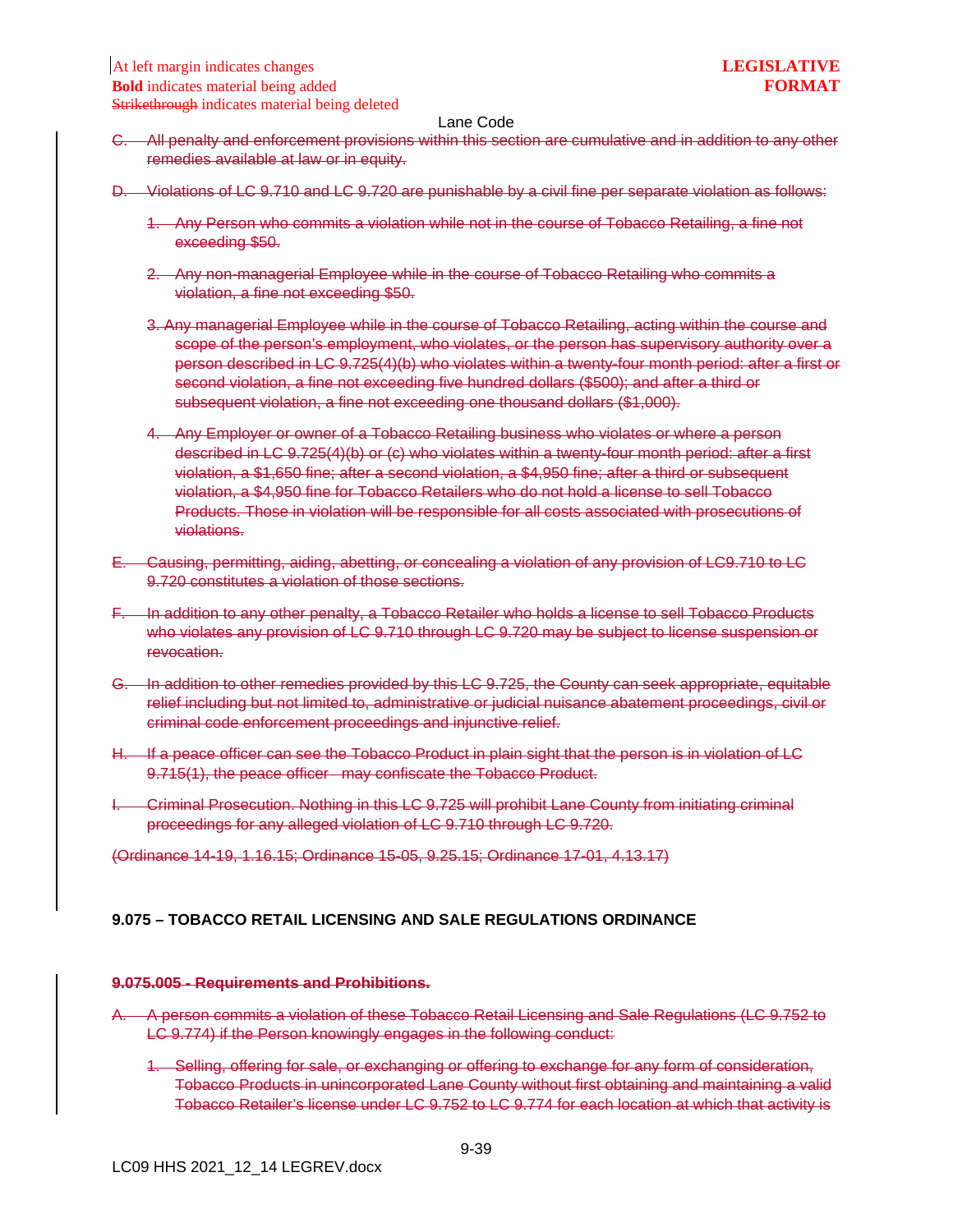C. All penalty and enforcement provisions within this section are cumulative and in addition to any other remedies available at law or in equity.

D. Violations of LC 9.710 and LC 9.720 are punishable by a civil fine per separate violation as follows:

1. Any Person who commits a violation while not in the course of Tobacco Retailing, a fine not exceeding $50.

2. Any non-managerial Employee while in the course of Tobacco Retailing who commits a violation, a fine not exceeding $50.

3. Any managerial Employee while in the course of Tobacco Retailing, acting within the course and scope of the person's employment, who violates, or the person has supervisory authority over a person described in LC 9.725(4)(b) who violates within a twenty-four month period: after a first or second violation, a fine not exceeding five hundred dollars ($500); and after a third or subsequent violation, a fine not exceeding one thousand dollars ($1,000).

4. Any Employer or owner of a Tobacco Retailing business who violates or where a person described in LC 9.725(4)(b) or (c) who violates within a twenty-four month period: after a first violation, a $1,650 fine; after a second violation, a $4,950 fine; after a third or subsequent violation, a $4,950 fine for Tobacco Retailers who do not hold a license to sell Tobacco Products. Those in violation will be responsible for all costs associated with prosecutions of violations.

E. Causing, permitting, aiding, abetting, or concealing a violation of any provision of LC9.710 to LC 9.720 constitutes a violation of those sections.

F. In addition to any other penalty, a Tobacco Retailer who holds a license to sell Tobacco Products who violates any provision of LC 9.710 through LC 9.720 may be subject to license suspension or revocation.

G. In addition to other remedies provided by this LC 9.725, the County can seek appropriate, equitable relief including but not limited to, administrative or judicial nuisance abatement proceedings, civil or criminal code enforcement proceedings and injunctive relief.

H. If a peace officer can see the Tobacco Product in plain sight that the person is in violation of LC 9.715(1), the peace officer may confiscate the Tobacco Product.

I. Criminal Prosecution. Nothing in this LC 9.725 will prohibit Lane County from initiating criminal proceedings for any alleged violation of LC 9.710 through LC 9.720.

(Ordinance 14-19, 1.16.15; Ordinance 15-05, 9.25.15; Ordinance 17-01, 4.13.17)

**9.075 – TOBACCO RETAIL LICENSING AND SALE REGULATIONS ORDINANCE**

**9.075.005 - Requirements and Prohibitions.**

A. A person commits a violation of these Tobacco Retail Licensing and Sale Regulations (LC 9.752 to LC 9.774) if the Person knowingly engages in the following conduct:

1. Selling, offering for sale, or exchanging or offering to exchange for any form of consideration, Tobacco Products in unincorporated Lane County without first obtaining and maintaining a valid Tobacco Retailer's license under LC 9.752 to LC 9.774 for each location at which that activity is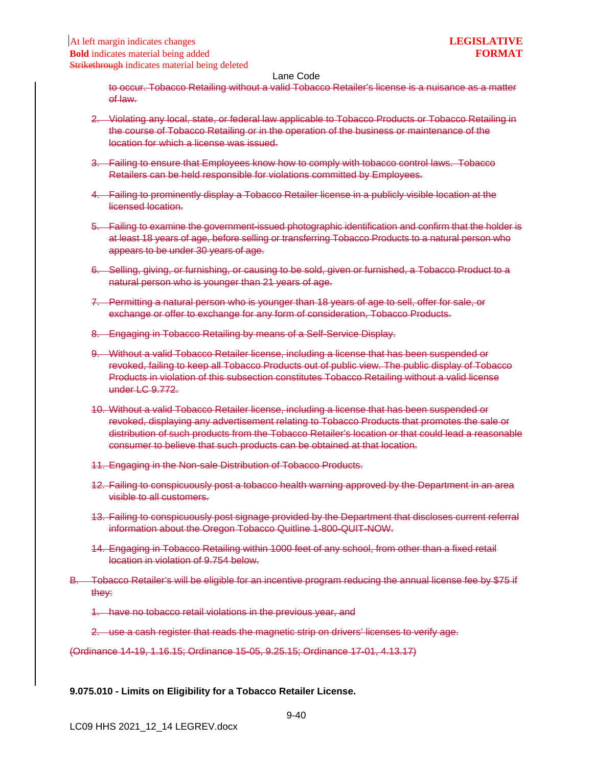~~to occur. Tobacco Retailing without a valid Tobacco Retailer's license is a nuisance as a matter of law.~~

2. ~~Violating any local, state, or federal law applicable to Tobacco Products or Tobacco Retailing in the course of Tobacco Retailing or in the operation of the business or maintenance of the location for which a license was issued.~~

3. ~~Failing to ensure that Employees know how to comply with tobacco control laws. Tobacco Retailers can be held responsible for violations committed by Employees.~~

4. ~~Failing to prominently display a Tobacco Retailer license in a publicly visible location at the licensed location.~~

5. ~~Failing to examine the government-issued photographic identification and confirm that the holder is at least 18 years of age, before selling or transferring Tobacco Products to a natural person who appears to be under 30 years of age.~~

6. ~~Selling, giving, or furnishing, or causing to be sold, given or furnished, a Tobacco Product to a natural person who is younger than 21 years of age.~~

7. ~~Permitting a natural person who is younger than 18 years of age to sell, offer for sale, or exchange or offer to exchange for any form of consideration, Tobacco Products.~~

8. ~~Engaging in Tobacco Retailing by means of a Self-Service Display.~~

9. ~~Without a valid Tobacco Retailer license, including a license that has been suspended or revoked, failing to keep all Tobacco Products out of public view. The public display of Tobacco Products in violation of this subsection constitutes Tobacco Retailing without a valid license under LC 9.772.~~

10. ~~Without a valid Tobacco Retailer license, including a license that has been suspended or revoked, displaying any advertisement relating to Tobacco Products that promotes the sale or distribution of such products from the Tobacco Retailer's location or that could lead a reasonable consumer to believe that such products can be obtained at that location.~~

11. ~~Engaging in the Non-sale Distribution of Tobacco Products.~~

12. ~~Failing to conspicuously post a tobacco health warning approved by the Department in an area visible to all customers.~~

13. ~~Failing to conspicuously post signage provided by the Department that discloses current referral information about the Oregon Tobacco Quitline 1-800-QUIT-NOW.~~

14. ~~Engaging in Tobacco Retailing within 1000 feet of any school, from other than a fixed retail location in violation of 9.754 below.~~

~~B. Tobacco Retailer's will be eligible for an incentive program reducing the annual license fee by $75 if they:~~

1. ~~have no tobacco retail violations in the previous year, and~~

2. ~~use a cash register that reads the magnetic strip on drivers' licenses to verify age.~~

~~(Ordinance 14-19, 1.16.15; Ordinance 15-05, 9.25.15; Ordinance 17-01, 4.13.17)~~

**9.075.010 - Limits on Eligibility for a Tobacco Retailer License.**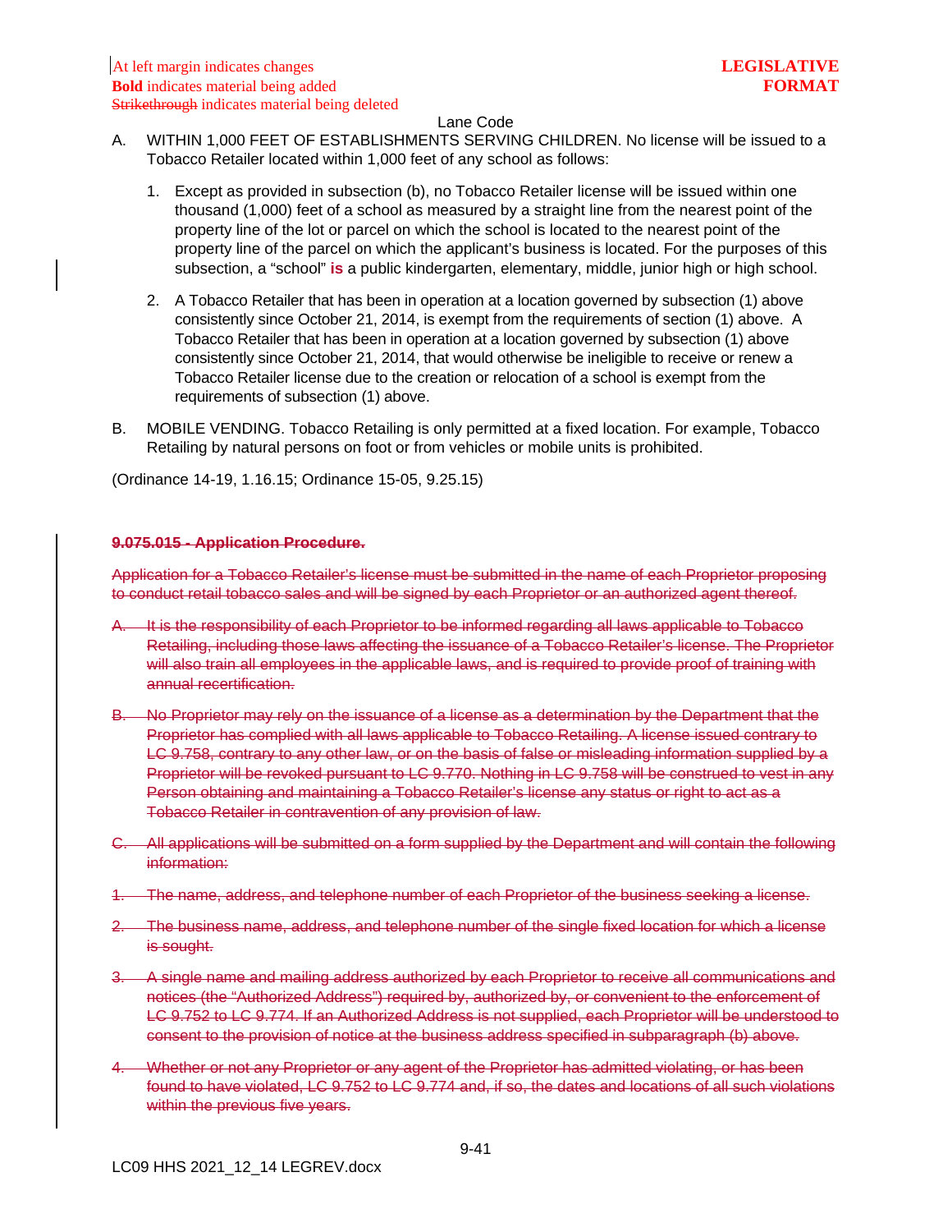At left margin indicates changes
**Bold** indicates material being added
~~Strikethrough~~ indicates material being deleted

**LEGISLATIVE FORMAT**

Lane Code

A. WITHIN 1,000 FEET OF ESTABLISHMENTS SERVING CHILDREN. No license will be issued to a Tobacco Retailer located within 1,000 feet of any school as follows:

1. Except as provided in subsection (b), no Tobacco Retailer license will be issued within one thousand (1,000) feet of a school as measured by a straight line from the nearest point of the property line of the lot or parcel on which the school is located to the nearest point of the property line of the parcel on which the applicant's business is located. For the purposes of this subsection, a "school" **is** a public kindergarten, elementary, middle, junior high or high school.

2. A Tobacco Retailer that has been in operation at a location governed by subsection (1) above consistently since October 21, 2014, is exempt from the requirements of section (1) above. A Tobacco Retailer that has been in operation at a location governed by subsection (1) above consistently since October 21, 2014, that would otherwise be ineligible to receive or renew a Tobacco Retailer license due to the creation or relocation of a school is exempt from the requirements of subsection (1) above.

B. MOBILE VENDING. Tobacco Retailing is only permitted at a fixed location. For example, Tobacco Retailing by natural persons on foot or from vehicles or mobile units is prohibited.

(Ordinance 14-19, 1.16.15; Ordinance 15-05, 9.25.15)

~~**9.075.015 - Application Procedure.**~~

~~Application for a Tobacco Retailer's license must be submitted in the name of each Proprietor proposing to conduct retail tobacco sales and will be signed by each Proprietor or an authorized agent thereof.~~

~~A. It is the responsibility of each Proprietor to be informed regarding all laws applicable to Tobacco Retailing, including those laws affecting the issuance of a Tobacco Retailer's license. The Proprietor will also train all employees in the applicable laws, and is required to provide proof of training with annual recertification.~~

~~B. No Proprietor may rely on the issuance of a license as a determination by the Department that the Proprietor has complied with all laws applicable to Tobacco Retailing. A license issued contrary to LC 9.758, contrary to any other law, or on the basis of false or misleading information supplied by a Proprietor will be revoked pursuant to LC 9.770. Nothing in LC 9.758 will be construed to vest in any Person obtaining and maintaining a Tobacco Retailer's license any status or right to act as a Tobacco Retailer in contravention of any provision of law.~~

~~C. All applications will be submitted on a form supplied by the Department and will contain the following information:~~

~~1. The name, address, and telephone number of each Proprietor of the business seeking a license.~~

~~2. The business name, address, and telephone number of the single fixed location for which a license is sought.~~

~~3. A single name and mailing address authorized by each Proprietor to receive all communications and notices (the "Authorized Address") required by, authorized by, or convenient to the enforcement of LC 9.752 to LC 9.774. If an Authorized Address is not supplied, each Proprietor will be understood to consent to the provision of notice at the business address specified in subparagraph (b) above.~~

~~4. Whether or not any Proprietor or any agent of the Proprietor has admitted violating, or has been found to have violated, LC 9.752 to LC 9.774 and, if so, the dates and locations of all such violations within the previous five years.~~

LC09 HHS 2021_12_14 LEGREV.docx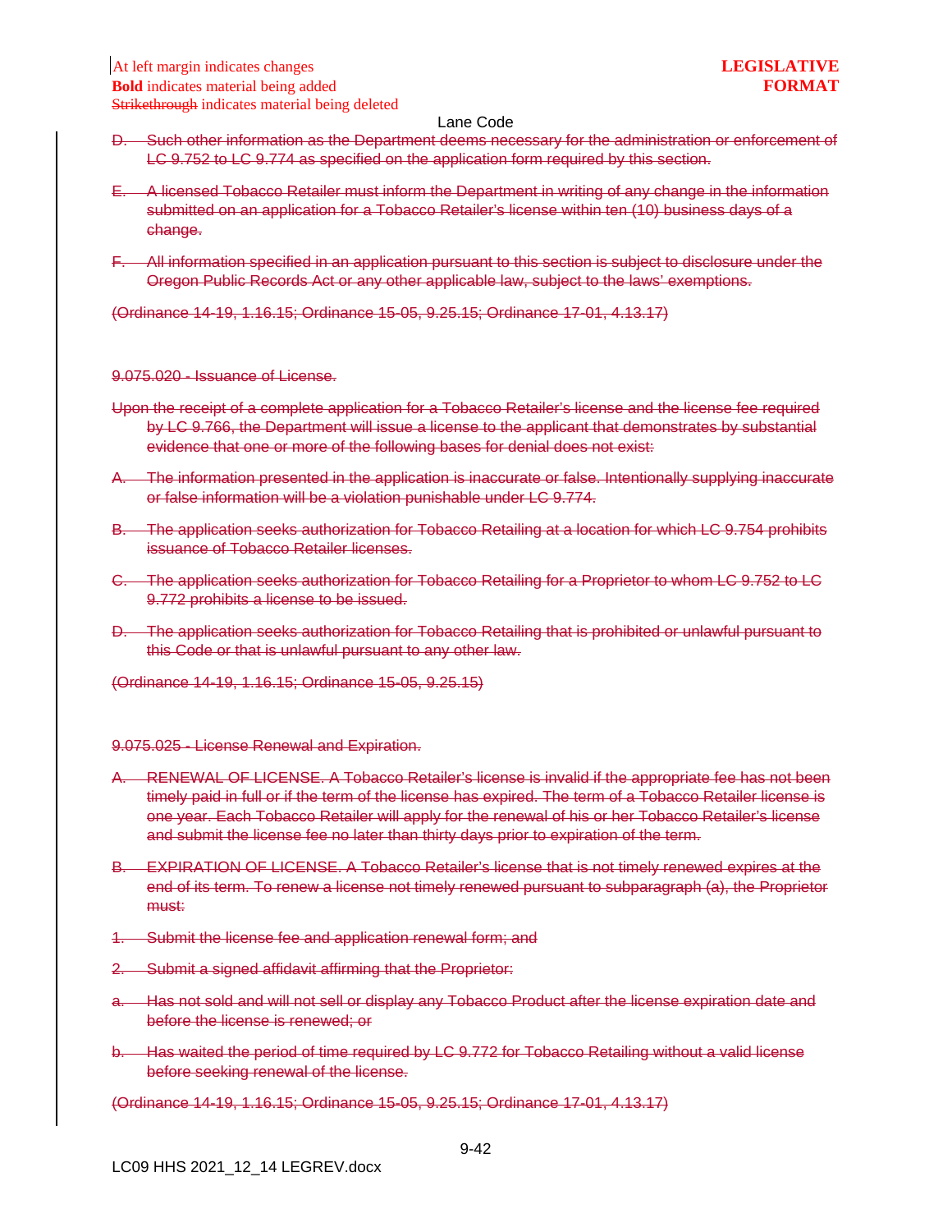~~D. Such other information as the Department deems necessary for the administration or enforcement of LC 9.752 to LC 9.774 as specified on the application form required by this section.~~

~~E. A licensed Tobacco Retailer must inform the Department in writing of any change in the information submitted on an application for a Tobacco Retailer's license within ten (10) business days of a change.~~

~~F. All information specified in an application pursuant to this section is subject to disclosure under the Oregon Public Records Act or any other applicable law, subject to the laws' exemptions.~~

~~(Ordinance 14-19, 1.16.15; Ordinance 15-05, 9.25.15; Ordinance 17-01, 4.13.17)~~

~~9.075.020 - Issuance of License.~~

~~Upon the receipt of a complete application for a Tobacco Retailer's license and the license fee required by LC 9.766, the Department will issue a license to the applicant that demonstrates by substantial evidence that one or more of the following bases for denial does not exist:~~

~~A. The information presented in the application is inaccurate or false. Intentionally supplying inaccurate or false information will be a violation punishable under LC 9.774.~~

~~B. The application seeks authorization for Tobacco Retailing at a location for which LC 9.754 prohibits issuance of Tobacco Retailer licenses.~~

~~C. The application seeks authorization for Tobacco Retailing for a Proprietor to whom LC 9.752 to LC 9.772 prohibits a license to be issued.~~

~~D. The application seeks authorization for Tobacco Retailing that is prohibited or unlawful pursuant to this Code or that is unlawful pursuant to any other law.~~

~~(Ordinance 14-19, 1.16.15; Ordinance 15-05, 9.25.15)~~

~~9.075.025 - License Renewal and Expiration.~~

~~A. RENEWAL OF LICENSE. A Tobacco Retailer's license is invalid if the appropriate fee has not been timely paid in full or if the term of the license has expired. The term of a Tobacco Retailer license is one year. Each Tobacco Retailer will apply for the renewal of his or her Tobacco Retailer's license and submit the license fee no later than thirty days prior to expiration of the term.~~

~~B. EXPIRATION OF LICENSE. A Tobacco Retailer's license that is not timely renewed expires at the end of its term. To renew a license not timely renewed pursuant to subparagraph (a), the Proprietor must:~~

~~1. Submit the license fee and application renewal form; and~~

~~2. Submit a signed affidavit affirming that the Proprietor:~~

~~a. Has not sold and will not sell or display any Tobacco Product after the license expiration date and before the license is renewed; or~~

~~b. Has waited the period of time required by LC 9.772 for Tobacco Retailing without a valid license before seeking renewal of the license.~~

~~(Ordinance 14-19, 1.16.15; Ordinance 15-05, 9.25.15; Ordinance 17-01, 4.13.17)~~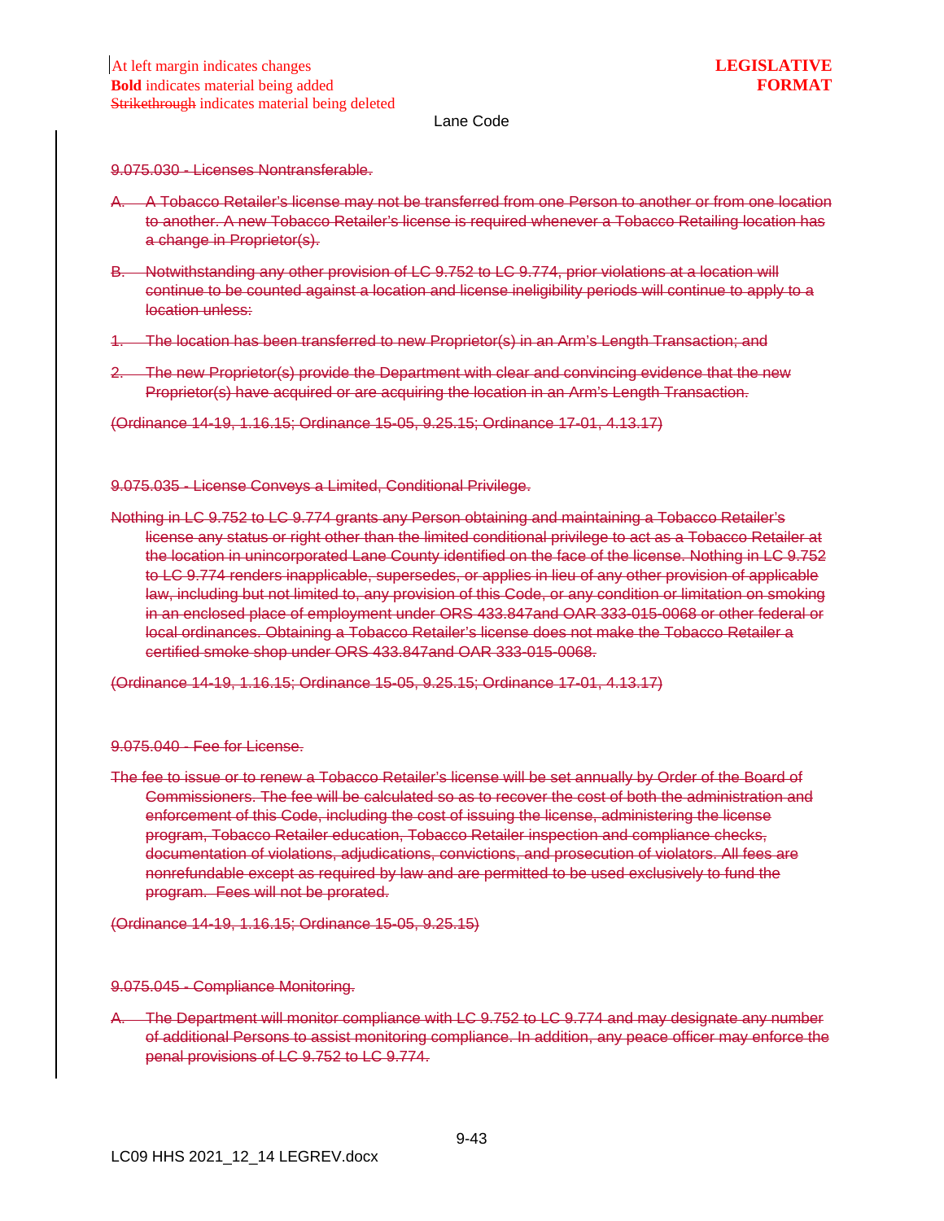~~9.075.030 - Licenses Nontransferable.~~

~~A. A Tobacco Retailer's license may not be transferred from one Person to another or from one location to another. A new Tobacco Retailer's license is required whenever a Tobacco Retailing location has a change in Proprietor(s).~~

~~B. Notwithstanding any other provision of LC 9.752 to LC 9.774, prior violations at a location will continue to be counted against a location and license ineligibility periods will continue to apply to a location unless:~~

~~1. The location has been transferred to new Proprietor(s) in an Arm's Length Transaction; and~~

~~2. The new Proprietor(s) provide the Department with clear and convincing evidence that the new Proprietor(s) have acquired or are acquiring the location in an Arm's Length Transaction.~~

~~(Ordinance 14-19, 1.16.15; Ordinance 15-05, 9.25.15; Ordinance 17-01, 4.13.17)~~

~~9.075.035 - License Conveys a Limited, Conditional Privilege.~~

~~Nothing in LC 9.752 to LC 9.774 grants any Person obtaining and maintaining a Tobacco Retailer's license any status or right other than the limited conditional privilege to act as a Tobacco Retailer at the location in unincorporated Lane County identified on the face of the license. Nothing in LC 9.752 to LC 9.774 renders inapplicable, supersedes, or applies in lieu of any other provision of applicable law, including but not limited to, any provision of this Code, or any condition or limitation on smoking in an enclosed place of employment under ORS 433.847and OAR 333-015-0068 or other federal or local ordinances. Obtaining a Tobacco Retailer's license does not make the Tobacco Retailer a certified smoke shop under ORS 433.847and OAR 333-015-0068.~~

~~(Ordinance 14-19, 1.16.15; Ordinance 15-05, 9.25.15; Ordinance 17-01, 4.13.17)~~

~~9.075.040 - Fee for License.~~

~~The fee to issue or to renew a Tobacco Retailer's license will be set annually by Order of the Board of Commissioners. The fee will be calculated so as to recover the cost of both the administration and enforcement of this Code, including the cost of issuing the license, administering the license program, Tobacco Retailer education, Tobacco Retailer inspection and compliance checks, documentation of violations, adjudications, convictions, and prosecution of violators. All fees are nonrefundable except as required by law and are permitted to be used exclusively to fund the program. Fees will not be prorated.~~

~~(Ordinance 14-19, 1.16.15; Ordinance 15-05, 9.25.15)~~

~~9.075.045 - Compliance Monitoring.~~

~~A. The Department will monitor compliance with LC 9.752 to LC 9.774 and may designate any number of additional Persons to assist monitoring compliance. In addition, any peace officer may enforce the penal provisions of LC 9.752 to LC 9.774.~~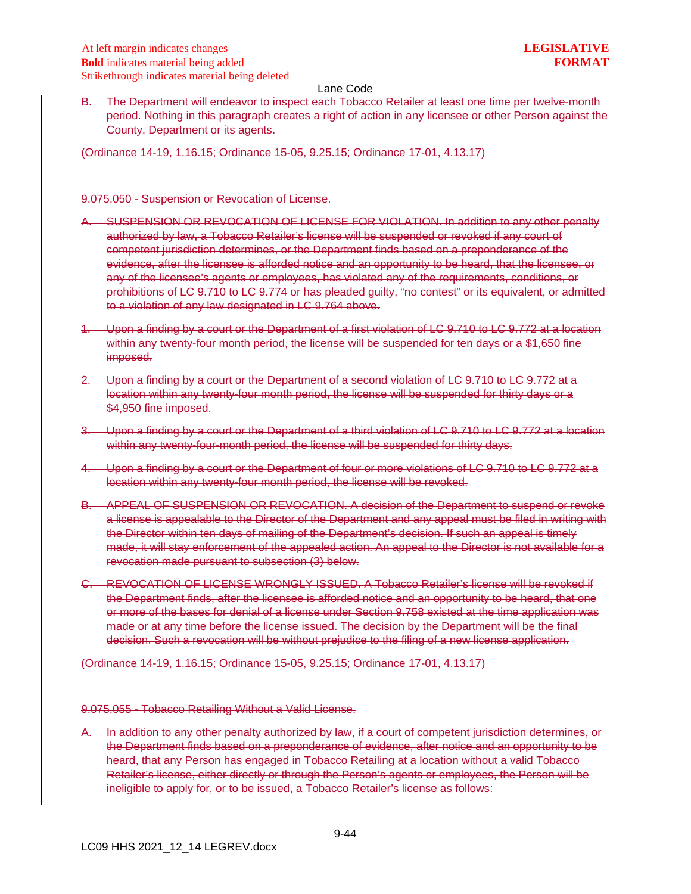~~B. The Department will endeavor to inspect each Tobacco Retailer at least one time per twelve-month period. Nothing in this paragraph creates a right of action in any licensee or other Person against the County, Department or its agents.~~

~~(Ordinance 14-19, 1.16.15; Ordinance 15-05, 9.25.15; Ordinance 17-01, 4.13.17)~~

~~9.075.050 - Suspension or Revocation of License.~~

~~A. SUSPENSION OR REVOCATION OF LICENSE FOR VIOLATION. In addition to any other penalty authorized by law, a Tobacco Retailer's license will be suspended or revoked if any court of competent jurisdiction determines, or the Department finds based on a preponderance of the evidence, after the licensee is afforded notice and an opportunity to be heard, that the licensee, or any of the licensee's agents or employees, has violated any of the requirements, conditions, or prohibitions of LC 9.710 to LC 9.774 or has pleaded guilty, "no contest" or its equivalent, or admitted to a violation of any law designated in LC 9.764 above.~~

~~1. Upon a finding by a court or the Department of a first violation of LC 9.710 to LC 9.772 at a location within any twenty-four month period, the license will be suspended for ten days or a $1,650 fine imposed.~~

~~2. Upon a finding by a court or the Department of a second violation of LC 9.710 to LC 9.772 at a location within any twenty-four month period, the license will be suspended for thirty days or a $4,950 fine imposed.~~

~~3. Upon a finding by a court or the Department of a third violation of LC 9.710 to LC 9.772 at a location within any twenty-four-month period, the license will be suspended for thirty days.~~

~~4. Upon a finding by a court or the Department of four or more violations of LC 9.710 to LC 9.772 at a location within any twenty-four month period, the license will be revoked.~~

~~B. APPEAL OF SUSPENSION OR REVOCATION. A decision of the Department to suspend or revoke a license is appealable to the Director of the Department and any appeal must be filed in writing with the Director within ten days of mailing of the Department's decision. If such an appeal is timely made, it will stay enforcement of the appealed action. An appeal to the Director is not available for a revocation made pursuant to subsection (3) below.~~

~~C. REVOCATION OF LICENSE WRONGLY ISSUED. A Tobacco Retailer's license will be revoked if the Department finds, after the licensee is afforded notice and an opportunity to be heard, that one or more of the bases for denial of a license under Section 9.758 existed at the time application was made or at any time before the license issued. The decision by the Department will be the final decision. Such a revocation will be without prejudice to the filing of a new license application.~~

~~(Ordinance 14-19, 1.16.15; Ordinance 15-05, 9.25.15; Ordinance 17-01, 4.13.17)~~

~~9.075.055 - Tobacco Retailing Without a Valid License.~~

~~A. In addition to any other penalty authorized by law, if a court of competent jurisdiction determines, or the Department finds based on a preponderance of evidence, after notice and an opportunity to be heard, that any Person has engaged in Tobacco Retailing at a location without a valid Tobacco Retailer's license, either directly or through the Person's agents or employees, the Person will be ineligible to apply for, or to be issued, a Tobacco Retailer's license as follows:~~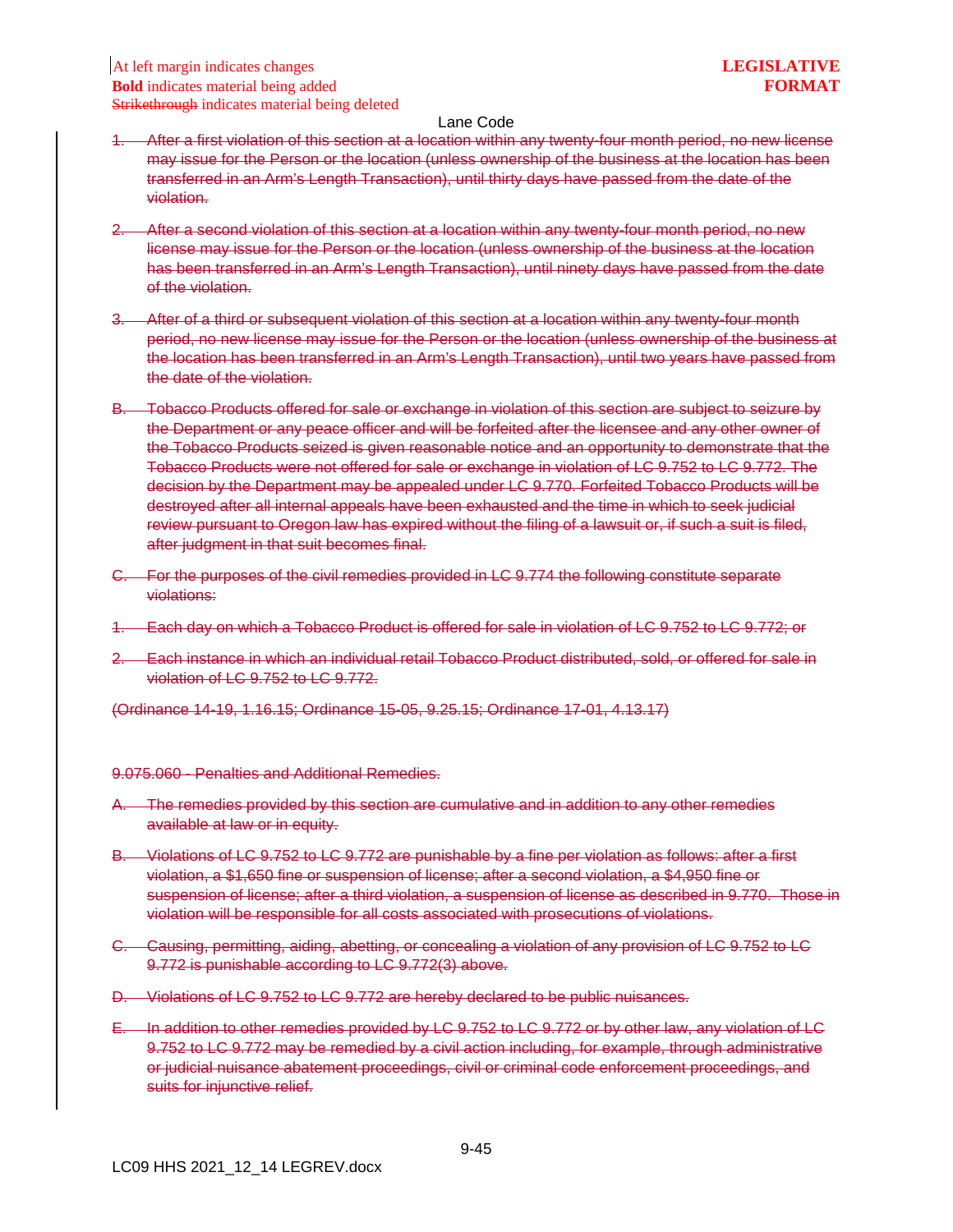~~1. After a first violation of this section at a location within any twenty-four month period, no new license may issue for the Person or the location (unless ownership of the business at the location has been transferred in an Arm's Length Transaction), until thirty days have passed from the date of the violation.~~

~~2. After a second violation of this section at a location within any twenty-four month period, no new license may issue for the Person or the location (unless ownership of the business at the location has been transferred in an Arm's Length Transaction), until ninety days have passed from the date of the violation.~~

~~3. After of a third or subsequent violation of this section at a location within any twenty-four month period, no new license may issue for the Person or the location (unless ownership of the business at the location has been transferred in an Arm's Length Transaction), until two years have passed from the date of the violation.~~

~~B. Tobacco Products offered for sale or exchange in violation of this section are subject to seizure by the Department or any peace officer and will be forfeited after the licensee and any other owner of the Tobacco Products seized is given reasonable notice and an opportunity to demonstrate that the Tobacco Products were not offered for sale or exchange in violation of LC 9.752 to LC 9.772. The decision by the Department may be appealed under LC 9.770. Forfeited Tobacco Products will be destroyed after all internal appeals have been exhausted and the time in which to seek judicial review pursuant to Oregon law has expired without the filing of a lawsuit or, if such a suit is filed, after judgment in that suit becomes final.~~

~~C. For the purposes of the civil remedies provided in LC 9.774 the following constitute separate violations:~~

~~1. Each day on which a Tobacco Product is offered for sale in violation of LC 9.752 to LC 9.772; or~~

~~2. Each instance in which an individual retail Tobacco Product distributed, sold, or offered for sale in violation of LC 9.752 to LC 9.772.~~

~~(Ordinance 14-19, 1.16.15; Ordinance 15-05, 9.25.15; Ordinance 17-01, 4.13.17)~~

~~9.075.060 - Penalties and Additional Remedies.~~

~~A. The remedies provided by this section are cumulative and in addition to any other remedies available at law or in equity.~~

~~B. Violations of LC 9.752 to LC 9.772 are punishable by a fine per violation as follows: after a first violation, a $1,650 fine or suspension of license; after a second violation, a $4,950 fine or suspension of license; after a third violation, a suspension of license as described in 9.770. Those in violation will be responsible for all costs associated with prosecutions of violations.~~

~~C. Causing, permitting, aiding, abetting, or concealing a violation of any provision of LC 9.752 to LC 9.772 is punishable according to LC 9.772(3) above.~~

~~D. Violations of LC 9.752 to LC 9.772 are hereby declared to be public nuisances.~~

~~E. In addition to other remedies provided by LC 9.752 to LC 9.772 or by other law, any violation of LC 9.752 to LC 9.772 may be remedied by a civil action including, for example, through administrative or judicial nuisance abatement proceedings, civil or criminal code enforcement proceedings, and suits for injunctive relief.~~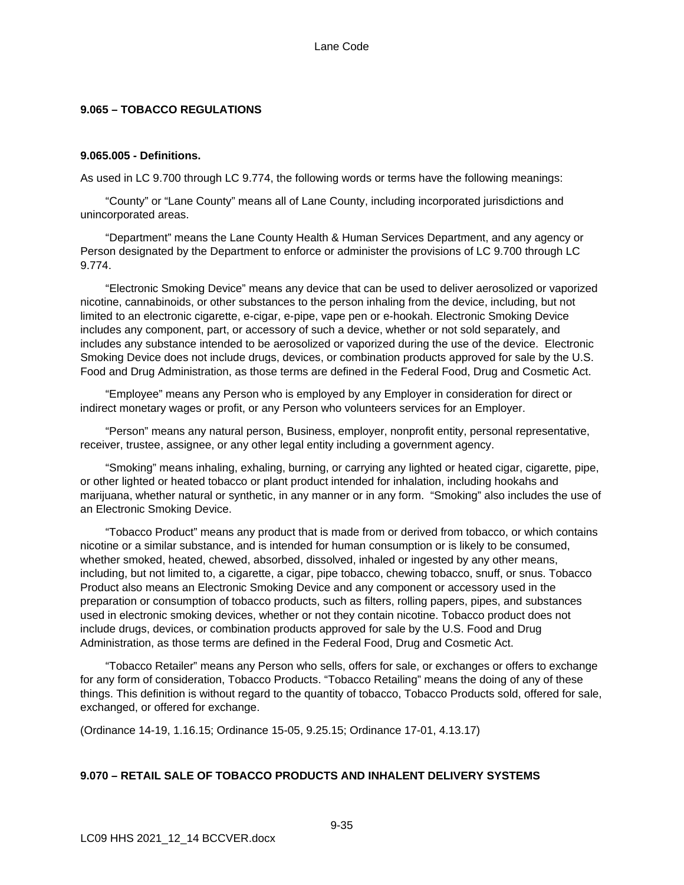## 9.065 – TOBACCO REGULATIONS

### 9.065.005 - Definitions.

As used in LC 9.700 through LC 9.774, the following words or terms have the following meanings:

"County" or "Lane County" means all of Lane County, including incorporated jurisdictions and unincorporated areas.

"Department" means the Lane County Health & Human Services Department, and any agency or Person designated by the Department to enforce or administer the provisions of LC 9.700 through LC 9.774.

"Electronic Smoking Device" means any device that can be used to deliver aerosolized or vaporized nicotine, cannabinoids, or other substances to the person inhaling from the device, including, but not limited to an electronic cigarette, e-cigar, e-pipe, vape pen or e-hookah. Electronic Smoking Device includes any component, part, or accessory of such a device, whether or not sold separately, and includes any substance intended to be aerosolized or vaporized during the use of the device. Electronic Smoking Device does not include drugs, devices, or combination products approved for sale by the U.S. Food and Drug Administration, as those terms are defined in the Federal Food, Drug and Cosmetic Act.

"Employee" means any Person who is employed by any Employer in consideration for direct or indirect monetary wages or profit, or any Person who volunteers services for an Employer.

"Person" means any natural person, Business, employer, nonprofit entity, personal representative, receiver, trustee, assignee, or any other legal entity including a government agency.

"Smoking" means inhaling, exhaling, burning, or carrying any lighted or heated cigar, cigarette, pipe, or other lighted or heated tobacco or plant product intended for inhalation, including hookahs and marijuana, whether natural or synthetic, in any manner or in any form. "Smoking" also includes the use of an Electronic Smoking Device.

"Tobacco Product" means any product that is made from or derived from tobacco, or which contains nicotine or a similar substance, and is intended for human consumption or is likely to be consumed, whether smoked, heated, chewed, absorbed, dissolved, inhaled or ingested by any other means, including, but not limited to, a cigarette, a cigar, pipe tobacco, chewing tobacco, snuff, or snus. Tobacco Product also means an Electronic Smoking Device and any component or accessory used in the preparation or consumption of tobacco products, such as filters, rolling papers, pipes, and substances used in electronic smoking devices, whether or not they contain nicotine. Tobacco product does not include drugs, devices, or combination products approved for sale by the U.S. Food and Drug Administration, as those terms are defined in the Federal Food, Drug and Cosmetic Act.

"Tobacco Retailer" means any Person who sells, offers for sale, or exchanges or offers to exchange for any form of consideration, Tobacco Products. "Tobacco Retailing" means the doing of any of these things. This definition is without regard to the quantity of tobacco, Tobacco Products sold, offered for sale, exchanged, or offered for exchange.

(Ordinance 14-19, 1.16.15; Ordinance 15-05, 9.25.15; Ordinance 17-01, 4.13.17)

## 9.070 – RETAIL SALE OF TOBACCO PRODUCTS AND INHALENT DELIVERY SYSTEMS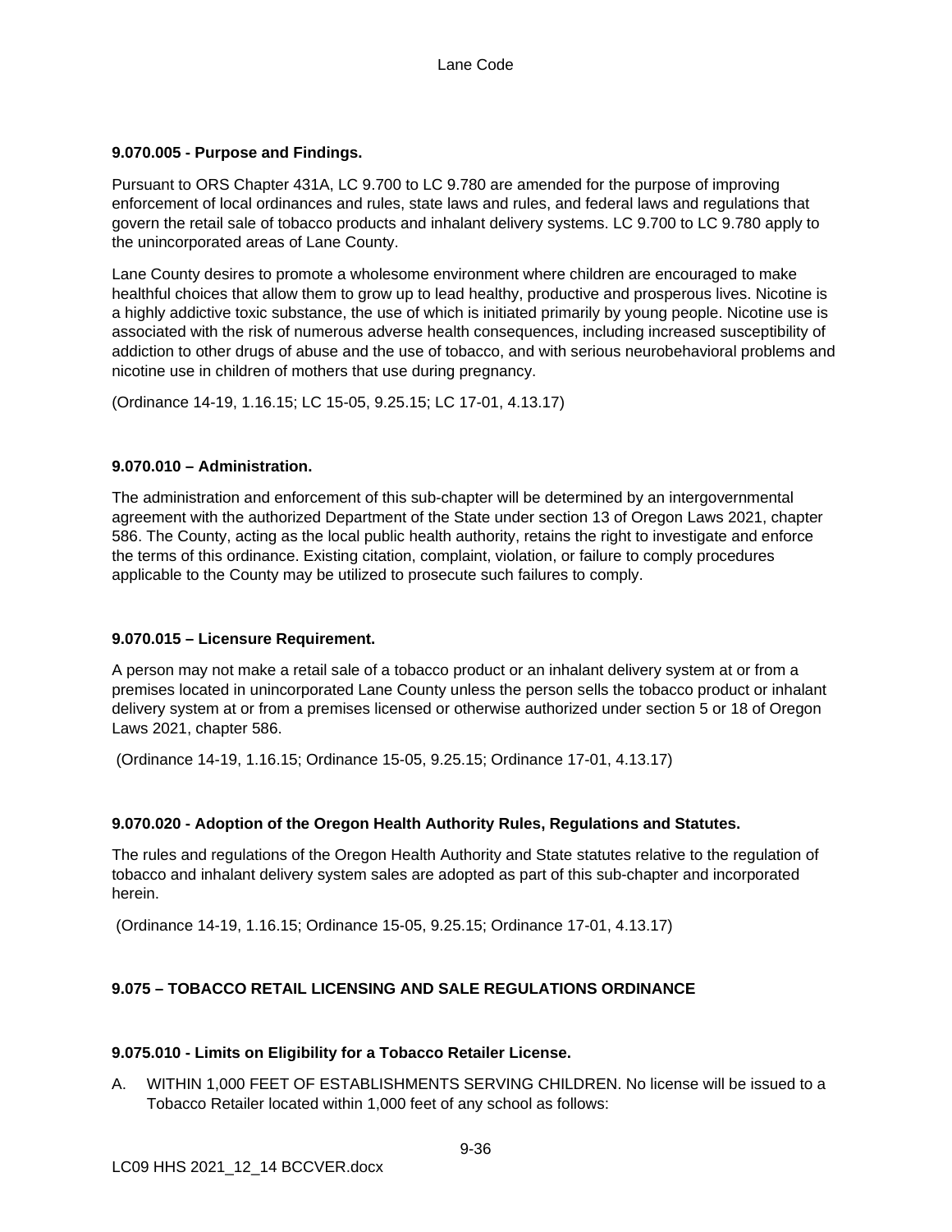**9.070.005 - Purpose and Findings.**

Pursuant to ORS Chapter 431A, LC 9.700 to LC 9.780 are amended for the purpose of improving enforcement of local ordinances and rules, state laws and rules, and federal laws and regulations that govern the retail sale of tobacco products and inhalant delivery systems. LC 9.700 to LC 9.780 apply to the unincorporated areas of Lane County.

Lane County desires to promote a wholesome environment where children are encouraged to make healthful choices that allow them to grow up to lead healthy, productive and prosperous lives. Nicotine is a highly addictive toxic substance, the use of which is initiated primarily by young people. Nicotine use is associated with the risk of numerous adverse health consequences, including increased susceptibility of addiction to other drugs of abuse and the use of tobacco, and with serious neurobehavioral problems and nicotine use in children of mothers that use during pregnancy.

(Ordinance 14-19, 1.16.15; LC 15-05, 9.25.15; LC 17-01, 4.13.17)

**9.070.010 – Administration.**

The administration and enforcement of this sub-chapter will be determined by an intergovernmental agreement with the authorized Department of the State under section 13 of Oregon Laws 2021, chapter 586. The County, acting as the local public health authority, retains the right to investigate and enforce the terms of this ordinance. Existing citation, complaint, violation, or failure to comply procedures applicable to the County may be utilized to prosecute such failures to comply.

**9.070.015 – Licensure Requirement.**

A person may not make a retail sale of a tobacco product or an inhalant delivery system at or from a premises located in unincorporated Lane County unless the person sells the tobacco product or inhalant delivery system at or from a premises licensed or otherwise authorized under section 5 or 18 of Oregon Laws 2021, chapter 586.

(Ordinance 14-19, 1.16.15; Ordinance 15-05, 9.25.15; Ordinance 17-01, 4.13.17)

**9.070.020 - Adoption of the Oregon Health Authority Rules, Regulations and Statutes.**

The rules and regulations of the Oregon Health Authority and State statutes relative to the regulation of tobacco and inhalant delivery system sales are adopted as part of this sub-chapter and incorporated herein.

(Ordinance 14-19, 1.16.15; Ordinance 15-05, 9.25.15; Ordinance 17-01, 4.13.17)

**9.075 – TOBACCO RETAIL LICENSING AND SALE REGULATIONS ORDINANCE**

**9.075.010 - Limits on Eligibility for a Tobacco Retailer License.**

A. WITHIN 1,000 FEET OF ESTABLISHMENTS SERVING CHILDREN. No license will be issued to a Tobacco Retailer located within 1,000 feet of any school as follows: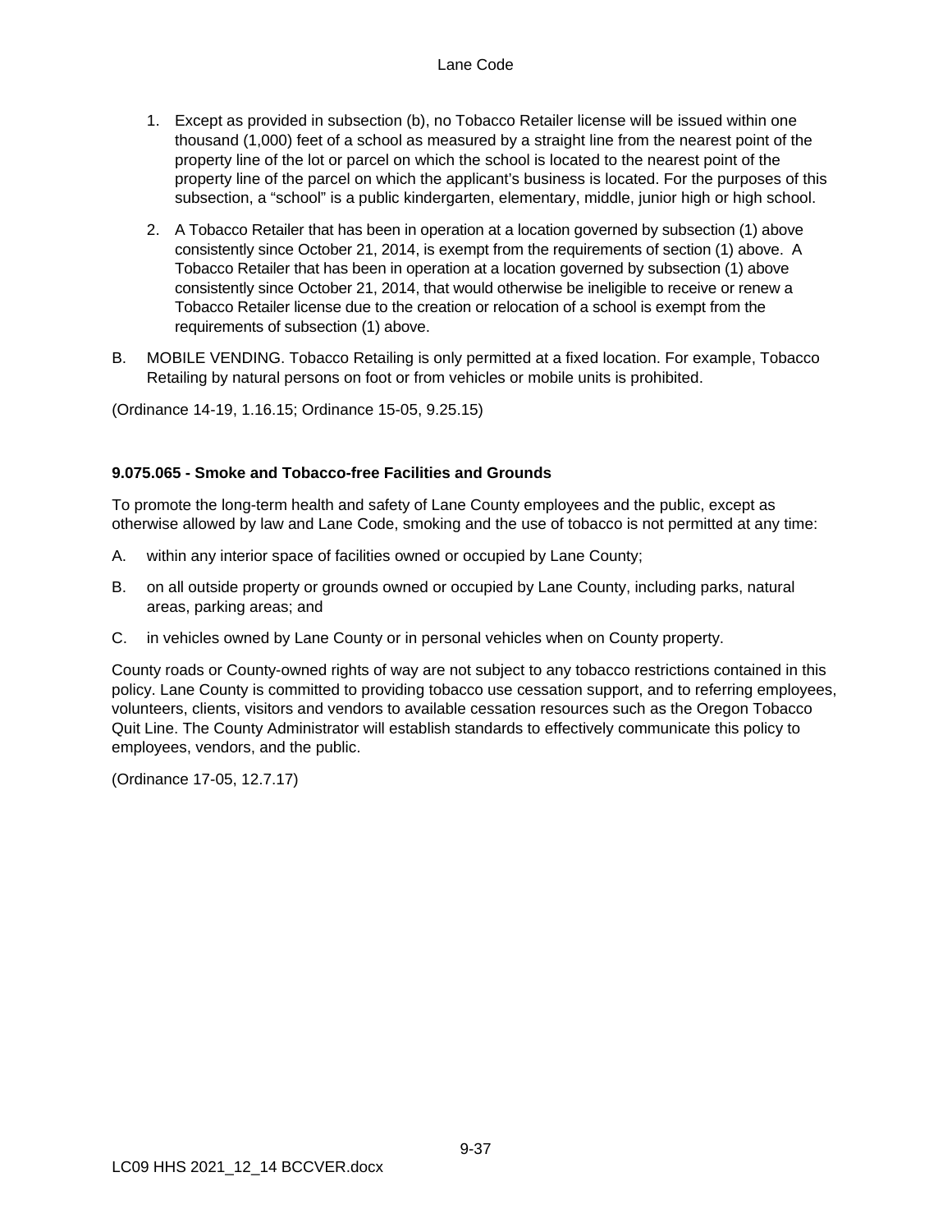1. Except as provided in subsection (b), no Tobacco Retailer license will be issued within one thousand (1,000) feet of a school as measured by a straight line from the nearest point of the property line of the lot or parcel on which the school is located to the nearest point of the property line of the parcel on which the applicant's business is located. For the purposes of this subsection, a "school" is a public kindergarten, elementary, middle, junior high or high school.

2. A Tobacco Retailer that has been in operation at a location governed by subsection (1) above consistently since October 21, 2014, is exempt from the requirements of section (1) above. A Tobacco Retailer that has been in operation at a location governed by subsection (1) above consistently since October 21, 2014, that would otherwise be ineligible to receive or renew a Tobacco Retailer license due to the creation or relocation of a school is exempt from the requirements of subsection (1) above.

B. MOBILE VENDING. Tobacco Retailing is only permitted at a fixed location. For example, Tobacco Retailing by natural persons on foot or from vehicles or mobile units is prohibited.

(Ordinance 14-19, 1.16.15; Ordinance 15-05, 9.25.15)

**9.075.065 - Smoke and Tobacco-free Facilities and Grounds**

To promote the long-term health and safety of Lane County employees and the public, except as otherwise allowed by law and Lane Code, smoking and the use of tobacco is not permitted at any time:

A. within any interior space of facilities owned or occupied by Lane County;

B. on all outside property or grounds owned or occupied by Lane County, including parks, natural areas, parking areas; and

C. in vehicles owned by Lane County or in personal vehicles when on County property.

County roads or County-owned rights of way are not subject to any tobacco restrictions contained in this policy. Lane County is committed to providing tobacco use cessation support, and to referring employees, volunteers, clients, visitors and vendors to available cessation resources such as the Oregon Tobacco Quit Line. The County Administrator will establish standards to effectively communicate this policy to employees, vendors, and the public.

(Ordinance 17-05, 12.7.17)